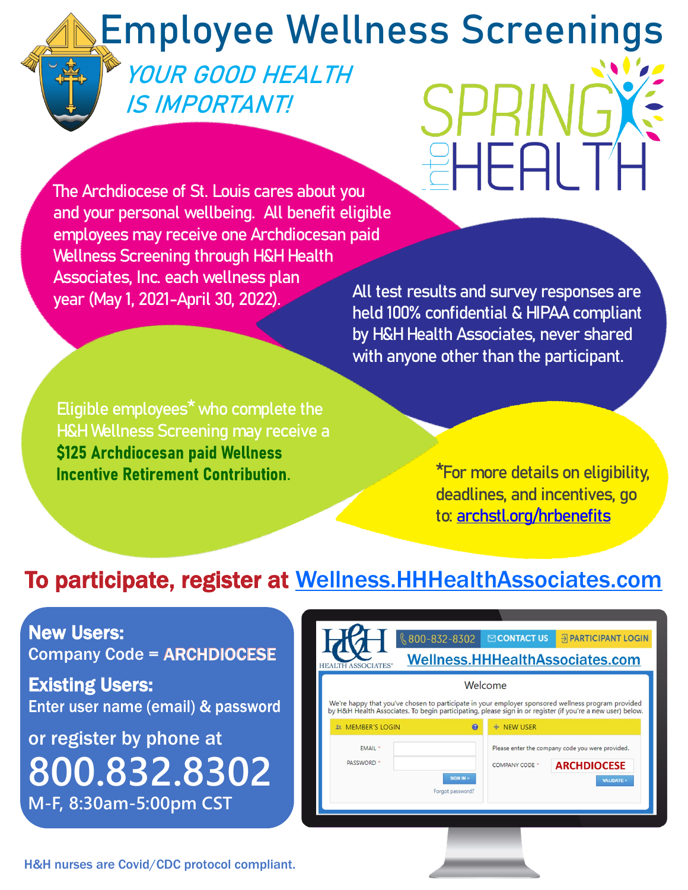# Employee Wellness Screenings

*YOUR GOOD HEALTH IS IMPORTANT!*

SPRING into HEALTH

The Archdiocese of St. Louis cares about you and your personal wellbeing. All benefit eligible employees may receive one Archdiocesan paid Wellness Screening through H&H Health Associates, Inc. each wellness plan year (May 1, 2021-April 30, 2022).

All test results and survey responses are held 100% confidential & HIPAA compliant by H&H Health Associates, never shared with anyone other than the participant.

Eligible employees* who complete the H&H Wellness Screening may receive a **$125 Archdiocesan paid Wellness Incentive Retirement Contribution.**

*For more details on eligibility, deadlines, and incentives, go to: archstl.org/hrbenefits

## To participate, register at Wellness.HHHealthAssociates.com

**New Users:**
Company Code = **ARCHDIOCESE**

**Existing Users:**
Enter user name (email) & password

or register by phone at

**800.832.8302**
M-F, 8:30am-5:00pm CST

H&H HEALTH ASSOCIATES

800-832-8302 | CONTACT US | PARTICIPANT LOGIN

Wellness.HHHealthAssociates.com

Welcome

We're happy that you've chosen to participate in your employer sponsored wellness program provided by H&H Health Associates. To begin participating, please sign in or register (if you're a new user) below.

MEMBER'S LOGIN
EMAIL *
PASSWORD *
SIGN IN >
Forgot password?

NEW USER
Please enter the company code you were provided.
COMPANY CODE * ARCHDIOCESE
VALIDATE >

H&H nurses are Covid/CDC protocol compliant.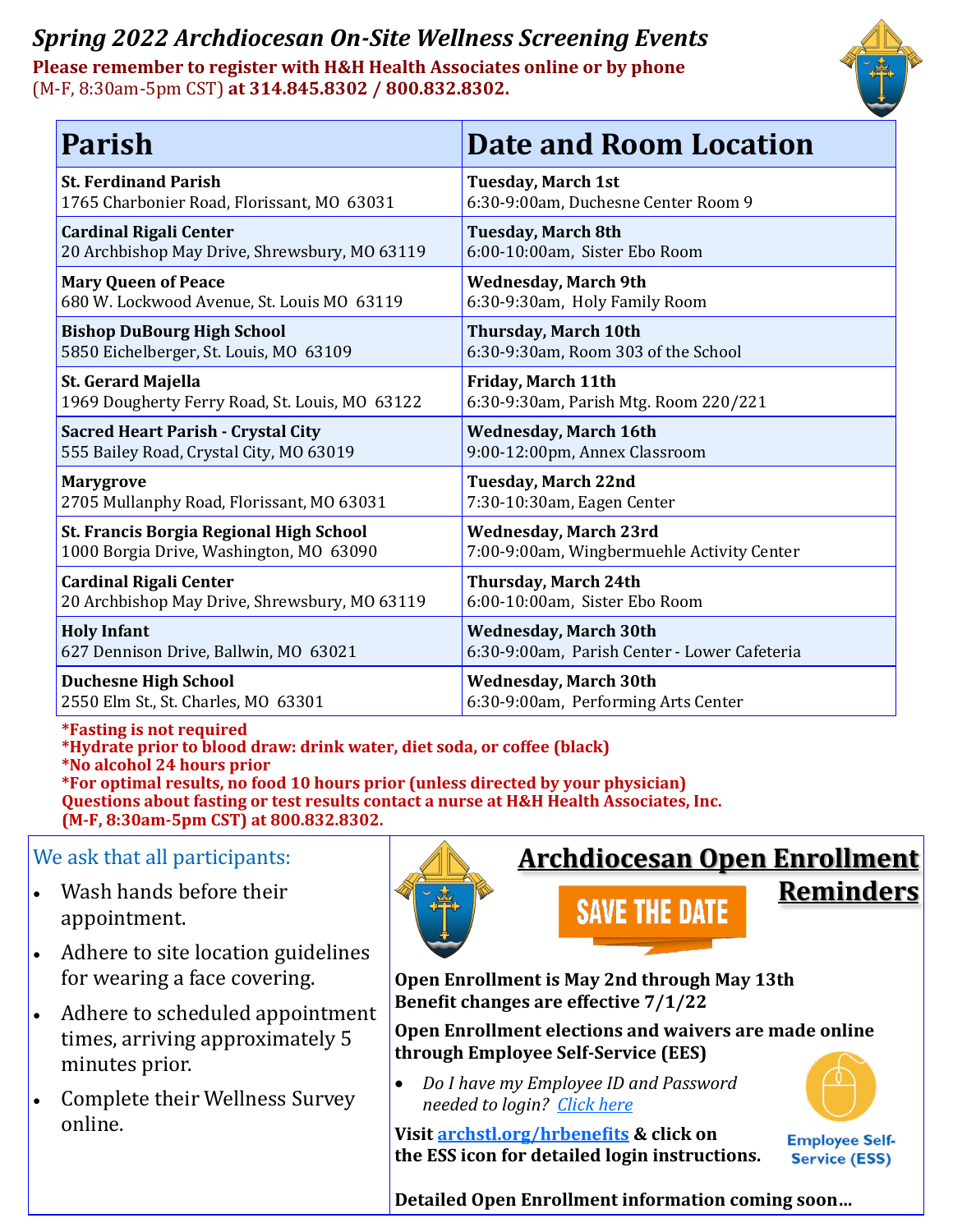# Spring 2022 Archdiocesan On-Site Wellness Screening Events

**Please remember to register with H&H Health Associates online or by phone** (M-F, 8:30am-5pm CST) **at 314.845.8302 / 800.832.8302.**

| Parish | Date and Room Location |
|---|---|
| **St. Ferdinand Parish**<br>1765 Charbonier Road, Florissant, MO 63031 | **Tuesday, March 1st**<br>6:30-9:00am, Duchesne Center Room 9 |
| **Cardinal Rigali Center**<br>20 Archbishop May Drive, Shrewsbury, MO 63119 | **Tuesday, March 8th**<br>6:00-10:00am, Sister Ebo Room |
| **Mary Queen of Peace**<br>680 W. Lockwood Avenue, St. Louis MO 63119 | **Wednesday, March 9th**<br>6:30-9:30am, Holy Family Room |
| **Bishop DuBourg High School**<br>5850 Eichelberger, St. Louis, MO 63109 | **Thursday, March 10th**<br>6:30-9:30am, Room 303 of the School |
| **St. Gerard Majella**<br>1969 Dougherty Ferry Road, St. Louis, MO 63122 | **Friday, March 11th**<br>6:30-9:30am, Parish Mtg. Room 220/221 |
| **Sacred Heart Parish - Crystal City**<br>555 Bailey Road, Crystal City, MO 63019 | **Wednesday, March 16th**<br>9:00-12:00pm, Annex Classroom |
| **Marygrove**<br>2705 Mullanphy Road, Florissant, MO 63031 | **Tuesday, March 22nd**<br>7:30-10:30am, Eagen Center |
| **St. Francis Borgia Regional High School**<br>1000 Borgia Drive, Washington, MO 63090 | **Wednesday, March 23rd**<br>7:00-9:00am, Wingbermuehle Activity Center |
| **Cardinal Rigali Center**<br>20 Archbishop May Drive, Shrewsbury, MO 63119 | **Thursday, March 24th**<br>6:00-10:00am, Sister Ebo Room |
| **Holy Infant**<br>627 Dennison Drive, Ballwin, MO 63021 | **Wednesday, March 30th**<br>6:30-9:00am, Parish Center - Lower Cafeteria |
| **Duchesne High School**<br>2550 Elm St., St. Charles, MO 63301 | **Wednesday, March 30th**<br>6:30-9:00am, Performing Arts Center |

**\*Fasting is not required**
**\*Hydrate prior to blood draw: drink water, diet soda, or coffee (black)**
**\*No alcohol 24 hours prior**
**\*For optimal results, no food 10 hours prior (unless directed by your physician)**
**Questions about fasting or test results contact a nurse at H&H Health Associates, Inc. (M-F, 8:30am-5pm CST) at 800.832.8302.**

We ask that all participants:

- Wash hands before their appointment.
- Adhere to site location guidelines for wearing a face covering.
- Adhere to scheduled appointment times, arriving approximately 5 minutes prior.
- Complete their Wellness Survey online.

## Archdiocesan Open Enrollment Reminders

SAVE THE DATE

**Open Enrollment is May 2nd through May 13th**
**Benefit changes are effective 7/1/22**

**Open Enrollment elections and waivers are made online through Employee Self-Service (EES)**

- *Do I have my Employee ID and Password needed to login? Click here*

**Visit archstl.org/hrbenefits & click on the ESS icon for detailed login instructions.**

Employee Self-Service (ESS)

**Detailed Open Enrollment information coming soon…**